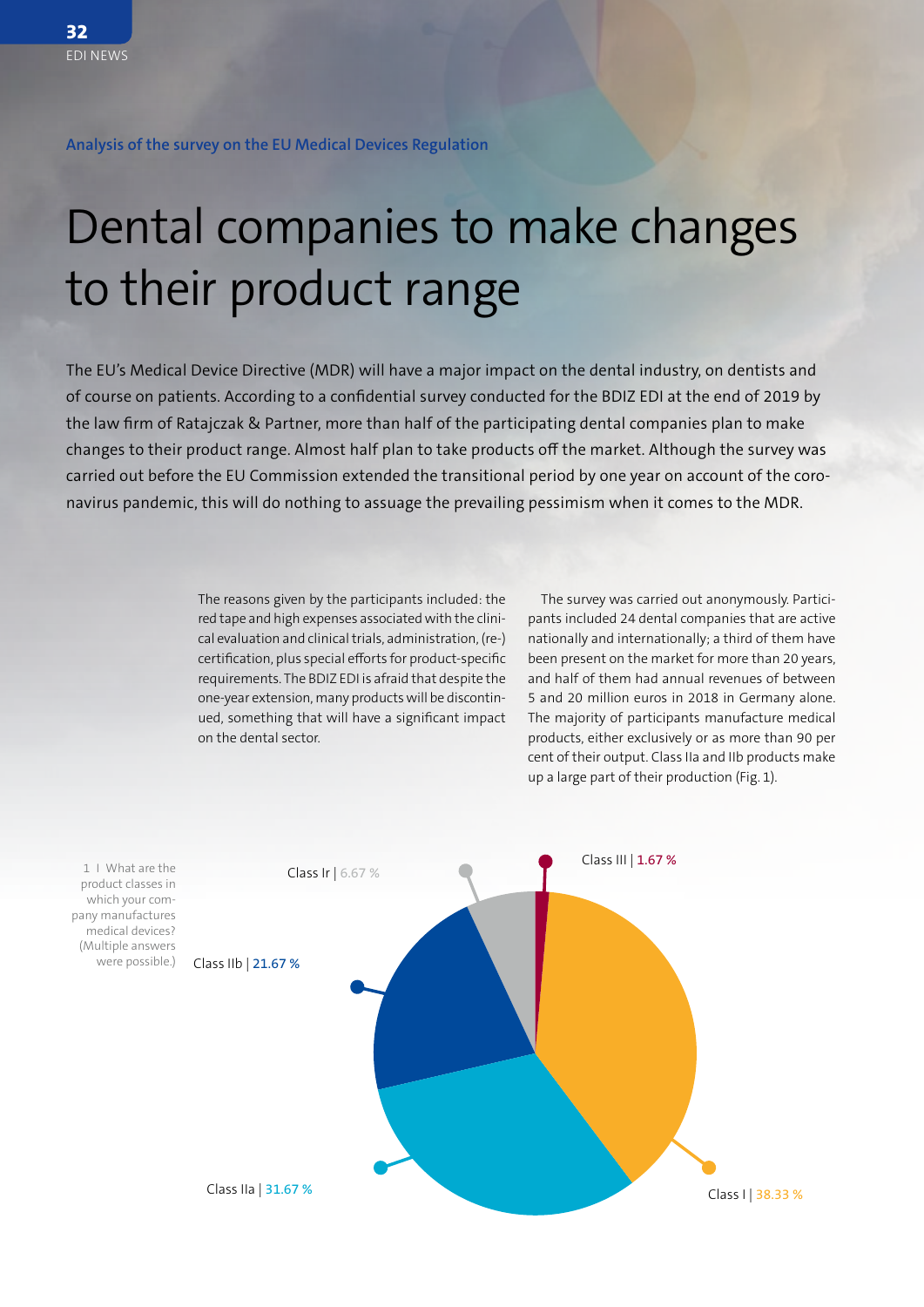Analysis of the survey on the EU Medical Devices Regulation

# Dental companies to make changes to their product range

The EU's Medical Device Directive (MDR) will have a major impact on the dental industry, on dentists and of course on patients. According to a confidential survey conducted for the BDIZ EDI at the end of 2019 by the law firm of Ratajczak & Partner, more than half of the participating dental companies plan to make changes to their product range. Almost half plan to take products off the market. Although the survey was carried out before the EU Commission extended the transitional period by one year on account of the coronavirus pandemic, this will do nothing to assuage the prevailing pessimism when it comes to the MDR.

The reasons given by the participants included: the red tape and high expenses associated with the clinical evaluation and clinical trials, administration, (re-) certification, plus special efforts for product-specific requirements. The BDIZ EDI is afraid that despite the one-year extension, many products will be discontinued, something that will have a significant impact on the dental sector.

The survey was carried out anonymously. Participants included 24 dental companies that are active nationally and internationally; a third of them have been present on the market for more than 20 years, and half of them had annual revenues of between 5 and 20 million euros in 2018 in Germany alone. The majority of participants manufacture medical products, either exclusively or as more than 90 per cent of their output. Class IIa and IIb products make up a large part of their production (Fig. 1).

1 I What are the product classes in which your company manufactures medical devices? (Multiple answers were possible.)

| Class | Share |
|---|---|
| Class I | 38.33 % |
| Class Ir | 6.67 % |
| Class IIa | 31.67 % |
| Class IIb | 21.67 % |
| Class III | 1.67 % |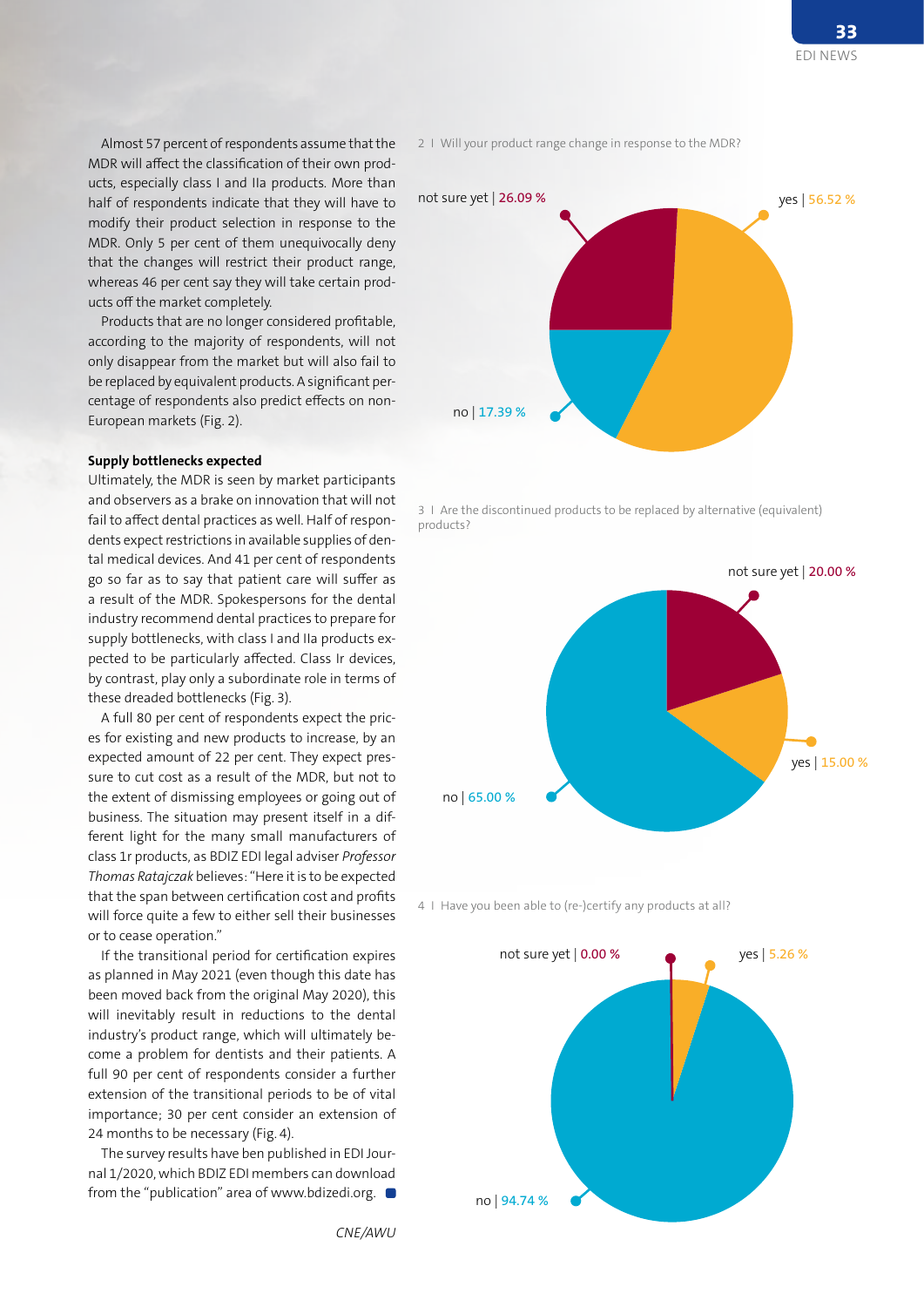Almost 57 percent of respondents assume that the MDR will affect the classification of their own products, especially class I and IIa products. More than half of respondents indicate that they will have to modify their product selection in response to the MDR. Only 5 per cent of them unequivocally deny that the changes will restrict their product range, whereas 46 per cent say they will take certain products off the market completely.

Products that are no longer considered profitable, according to the majority of respondents, will not only disappear from the market but will also fail to be replaced by equivalent products. A significant percentage of respondents also predict effects on non-European markets (Fig. 2).

**Supply bottlenecks expected**

Ultimately, the MDR is seen by market participants and observers as a brake on innovation that will not fail to affect dental practices as well. Half of respondents expect restrictions in available supplies of dental medical devices. And 41 per cent of respondents go so far as to say that patient care will suffer as a result of the MDR. Spokespersons for the dental industry recommend dental practices to prepare for supply bottlenecks, with class I and IIa products expected to be particularly affected. Class Ir devices, by contrast, play only a subordinate role in terms of these dreaded bottlenecks (Fig. 3).

A full 80 per cent of respondents expect the prices for existing and new products to increase, by an expected amount of 22 per cent. They expect pressure to cut cost as a result of the MDR, but not to the extent of dismissing employees or going out of business. The situation may present itself in a different light for the many small manufacturers of class 1r products, as BDIZ EDI legal adviser *Professor Thomas Ratajczak* believes: "Here it is to be expected that the span between certification cost and profits will force quite a few to either sell their businesses or to cease operation."

If the transitional period for certification expires as planned in May 2021 (even though this date has been moved back from the original May 2020), this will inevitably result in reductions to the dental industry's product range, which will ultimately become a problem for dentists and their patients. A full 90 per cent of respondents consider a further extension of the transitional periods to be of vital importance; 30 per cent consider an extension of 24 months to be necessary (Fig. 4).

The survey results have been published in EDI Journal 1/2020, which BDIZ EDI members can download from the "publication" area of www.bdizedi.org.

*CNE/AWU*

2 I Will your product range change in response to the MDR?

not sure yet | 26.09 %
yes | 56.52 %
no | 17.39 %

3 I Are the discontinued products to be replaced by alternative (equivalent) products?

not sure yet | 20.00 %
yes | 15.00 %
no | 65.00 %

4 I Have you been able to (re-)certify any products at all?

not sure yet | 0.00 %
yes | 5.26 %
no | 94.74 %